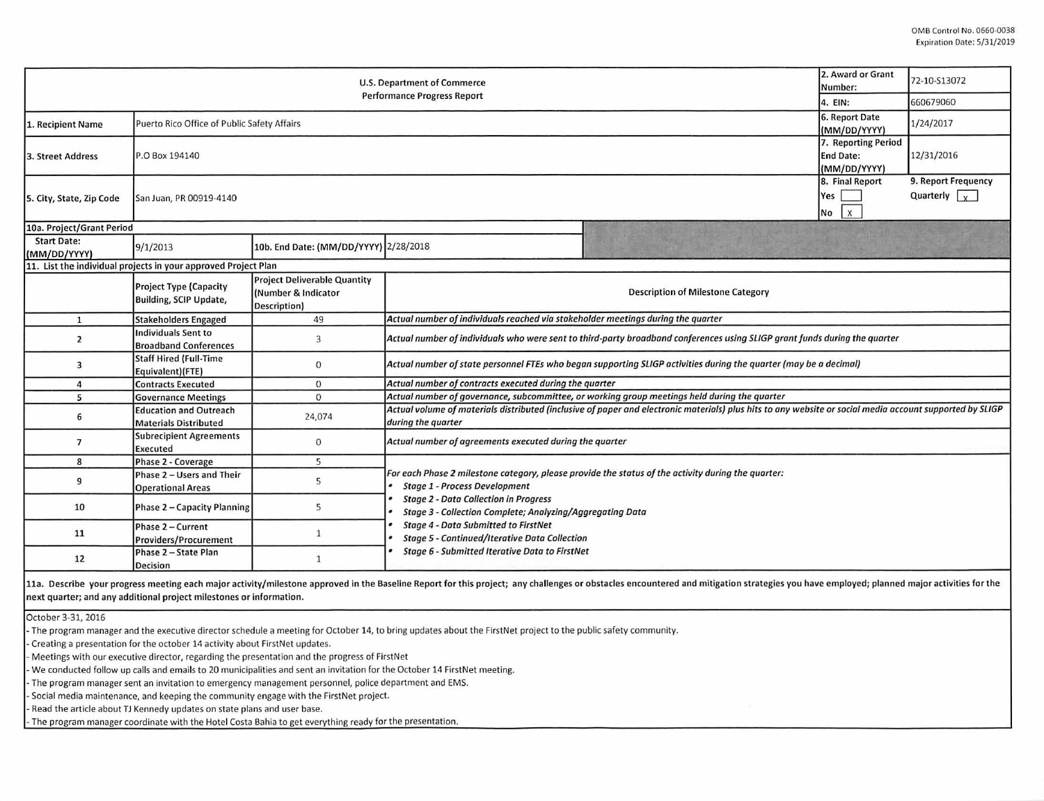OMB Control No. 0660-0038
Expiration Date: 5/31/2019

| U.S. Department of Commerce Performance Progress Report | | | | 2. Award or Grant Number: | 72-10-S13072 |
|---|---|---|---|---|---|
| | | | | 4. EIN: | 660679060 |
| 1. Recipient Name | Puerto Rico Office of Public Safety Affairs | | | 6. Report Date (MM/DD/YYYY) | 1/24/2017 |
| 3. Street Address | P.O Box 194140 | | | 7. Reporting Period End Date: (MM/DD/YYYY) | 12/31/2016 |
| 5. City, State, Zip Code | San Juan, PR 00919-4140 | | | 8. Final Report Yes [ ] No [X] | 9. Report Frequency Quarterly [X] |
| 10a. Project/Grant Period | | | | | |
| Start Date: (MM/DD/YYYY) | 9/1/2013 | 10b. End Date: (MM/DD/YYYY) | 2/28/2018 | | |

11. List the individual projects in your approved Project Plan

| | Project Type (Capacity Building, SCIP Update, | Project Deliverable Quantity (Number & Indicator Description) | Description of Milestone Category |
|---|---|---|---|
| 1 | Stakeholders Engaged | 49 | *Actual number of individuals reached via stakeholder meetings during the quarter* |
| 2 | Individuals Sent to Broadband Conferences | 3 | *Actual number of individuals who were sent to third-party broadband conferences using SLIGP grant funds during the quarter* |
| 3 | Staff Hired (Full-Time Equivalent)(FTE) | 0 | *Actual number of state personnel FTEs who began supporting SLIGP activities during the quarter (may be a decimal)* |
| 4 | Contracts Executed | 0 | *Actual number of contracts executed during the quarter* |
| 5 | Governance Meetings | 0 | *Actual number of governance, subcommittee, or working group meetings held during the quarter* |
| 6 | Education and Outreach Materials Distributed | 24,074 | *Actual volume of materials distributed (inclusive of paper and electronic materials) plus hits to any website or social media account supported by SLIGP during the quarter* |
| 7 | Subrecipient Agreements Executed | 0 | *Actual number of agreements executed during the quarter* |
| 8 | Phase 2 - Coverage | 5 | *For each Phase 2 milestone category, please provide the status of the activity during the quarter:* <br>• *Stage 1 - Process Development* <br>• *Stage 2 - Data Collection in Progress* <br>• *Stage 3 - Collection Complete; Analyzing/Aggregating Data* <br>• *Stage 4 - Data Submitted to FirstNet* <br>• *Stage 5 - Continued/Iterative Data Collection* <br>• *Stage 6 - Submitted Iterative Data to FirstNet* |
| 9 | Phase 2 – Users and Their Operational Areas | 5 | |
| 10 | Phase 2 – Capacity Planning | 5 | |
| 11 | Phase 2 – Current Providers/Procurement | 1 | |
| 12 | Phase 2 – State Plan Decision | 1 | |

**11a. Describe your progress meeting each major activity/milestone approved in the Baseline Report for this project; any challenges or obstacles encountered and mitigation strategies you have employed; planned major activities for the next quarter; and any additional project milestones or information.**

October 3-31, 2016

- The program manager and the executive director schedule a meeting for October 14, to bring updates about the FirstNet project to the public safety community.
- Creating a presentation for the october 14 activity about FirstNet updates.
- Meetings with our executive director, regarding the presentation and the progress of FirstNet
- We conducted follow up calls and emails to 20 municipalities and sent an invitation for the October 14 FirstNet meeting.
- The program manager sent an invitation to emergency management personnel, police department and EMS.
- Social media maintenance, and keeping the community engage with the FirstNet project.
- Read the article about TJ Kennedy updates on state plans and user base.
- The program manager coordinate with the Hotel Costa Bahia to get everything ready for the presentation.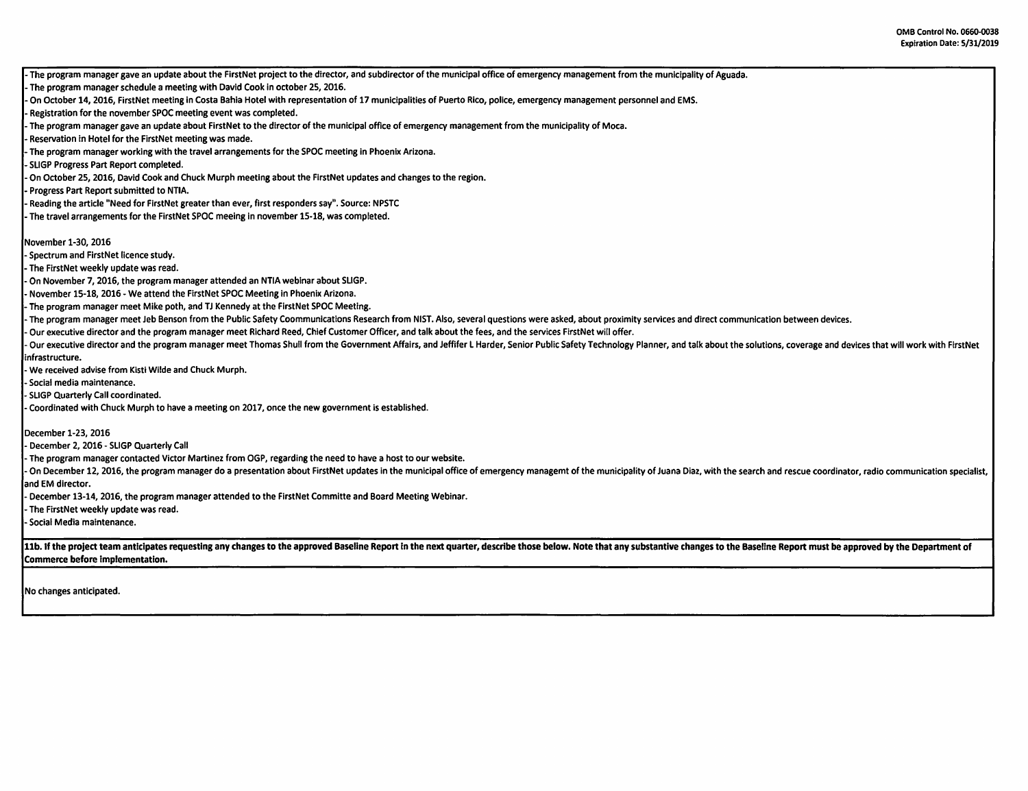- The program manager gave an update about the FirstNet project to the director, and subdirector of the municipal office of emergency management from the municipality of Aguada.
- The program manager schedule a meeting with David Cook in october 25, 2016.
- On October 14, 2016, FirstNet meeting in Costa Bahia Hotel with representation of 17 municipalities of Puerto Rico, police, emergency management personnel and EMS.
- Registration for the november SPOC meeting event was completed.
- The program manager gave an update about FirstNet to the director of the municipal office of emergency management from the municipality of Moca.
- Reservation in Hotel for the FirstNet meeting was made.
- The program manager working with the travel arrangements for the SPOC meeting in Phoenix Arizona.
- SLIGP Progress Part Report completed.
- On October 25, 2016, David Cook and Chuck Murph meeting about the FirstNet updates and changes to the region.
- Progress Part Report submitted to NTIA.
- Reading the article "Need for FirstNet greater than ever, first responders say". Source: NPSTC
- The travel arrangements for the FirstNet SPOC meeing in november 15-18, was completed.

November 1-30, 2016
- Spectrum and FirstNet licence study.
- The FirstNet weekly update was read.
- On November 7, 2016, the program manager attended an NTIA webinar about SLIGP.
- November 15-18, 2016 - We attend the FirstNet SPOC Meeting in Phoenix Arizona.
- The program manager meet Mike poth, and TJ Kennedy at the FirstNet SPOC Meeting.
- The program manager meet Jeb Benson from the Public Safety Coommunications Research from NIST. Also, several questions were asked, about proximity services and direct communication between devices.
- Our executive director and the program manager meet Richard Reed, Chief Customer Officer, and talk about the fees, and the services FirstNet will offer.
- Our executive director and the program manager meet Thomas Shull from the Government Affairs, and Jeffifer L Harder, Senior Public Safety Technology Planner, and talk about the solutions, coverage and devices that will work with FirstNet infrastructure.
- We received advise from Kisti Wilde and Chuck Murph.
- Social media maintenance.
- SLIGP Quarterly Call coordinated.
- Coordinated with Chuck Murph to have a meeting on 2017, once the new government is established.

December 1-23, 2016
- December 2, 2016 - SLIGP Quarterly Call
- The program manager contacted Victor Martinez from OGP, regarding the need to have a host to our website.
- On December 12, 2016, the program manager do a presentation about FirstNet updates in the municipal office of emergency managemt of the municipality of Juana Diaz, with the search and rescue coordinator, radio communication specialist, and EM director.
- December 13-14, 2016, the program manager attended to the FirstNet Committe and Board Meeting Webinar.
- The FirstNet weekly update was read.
- Social Media maintenance.

**11b. If the project team anticipates requesting any changes to the approved Baseline Report in the next quarter, describe those below. Note that any substantive changes to the Baseline Report must be approved by the Department of Commerce before implementation.**

No changes anticipated.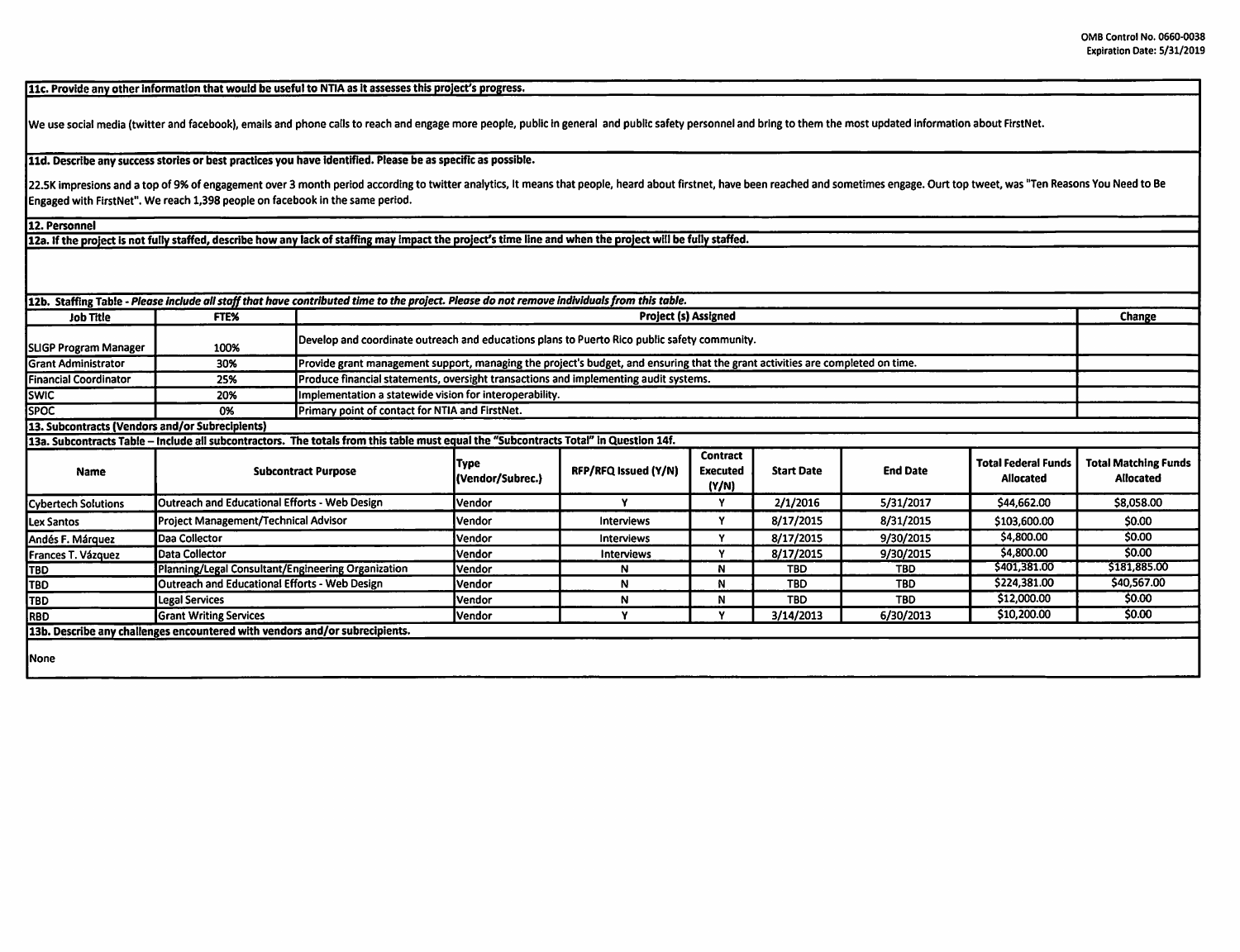**11c. Provide any other information that would be useful to NTIA as it assesses this project's progress.**

We use social media (twitter and facebook), emails and phone calls to reach and engage more people, public in general and public safety personnel and bring to them the most updated information about FirstNet.

**11d. Describe any success stories or best practices you have identified. Please be as specific as possible.**

22.5K impresions and a top of 9% of engagement over 3 month period according to twitter analytics, It means that people, heard about firstnet, have been reached and sometimes engage. Ourt top tweet, was "Ten Reasons You Need to Be Engaged with FirstNet". We reach 1,398 people on facebook in the same period.

**12. Personnel**

**12a. If the project is not fully staffed, describe how any lack of staffing may impact the project's time line and when the project will be fully staffed.**

**12b. Staffing Table** - *Please include all staff that have contributed time to the project. Please do not remove individuals from this table.*

| Job Title | FTE% | Project (s) Assigned | Change |
|---|---|---|---|
| SLIGP Program Manager | 100% | Develop and coordinate outreach and educations plans to Puerto Rico public safety community. | |
| Grant Administrator | 30% | Provide grant management support, managing the project's budget, and ensuring that the grant activities are completed on time. | |
| Financial Coordinator | 25% | Produce financial statements, oversight transactions and implementing audit systems. | |
| SWIC | 20% | Implementation a statewide vision for interoperability. | |
| SPOC | 0% | Primary point of contact for NTIA and FirstNet. | |

**13. Subcontracts (Vendors and/or Subrecipients)**

**13a. Subcontracts Table – Include all subcontractors. The totals from this table must equal the "Subcontracts Total" in Question 14f.**

| Name | Subcontract Purpose | Type (Vendor/Subrec.) | RFP/RFQ Issued (Y/N) | Contract Executed (Y/N) | Start Date | End Date | Total Federal Funds Allocated | Total Matching Funds Allocated |
|---|---|---|---|---|---|---|---|---|
| Cybertech Solutions | Outreach and Educational Efforts - Web Design | Vendor | Y | Y | 2/1/2016 | 5/31/2017 | $44,662.00 | $8,058.00 |
| Lex Santos | Project Management/Technical Advisor | Vendor | Interviews | Y | 8/17/2015 | 8/31/2015 | $103,600.00 | $0.00 |
| Andés F. Márquez | Daa Collector | Vendor | Interviews | Y | 8/17/2015 | 9/30/2015 | $4,800.00 | $0.00 |
| Frances T. Vázquez | Data Collector | Vendor | Interviews | Y | 8/17/2015 | 9/30/2015 | $4,800.00 | $0.00 |
| TBD | Planning/Legal Consultant/Engineering Organization | Vendor | N | N | TBD | TBD | $401,381.00 | $181,885.00 |
| TBD | Outreach and Educational Efforts - Web Design | Vendor | N | N | TBD | TBD | $224,381.00 | $40,567.00 |
| TBD | Legal Services | Vendor | N | N | TBD | TBD | $12,000.00 | $0.00 |
| RBD | Grant Writing Services | Vendor | Y | Y | 3/14/2013 | 6/30/2013 | $10,200.00 | $0.00 |

**13b. Describe any challenges encountered with vendors and/or subrecipients.**

None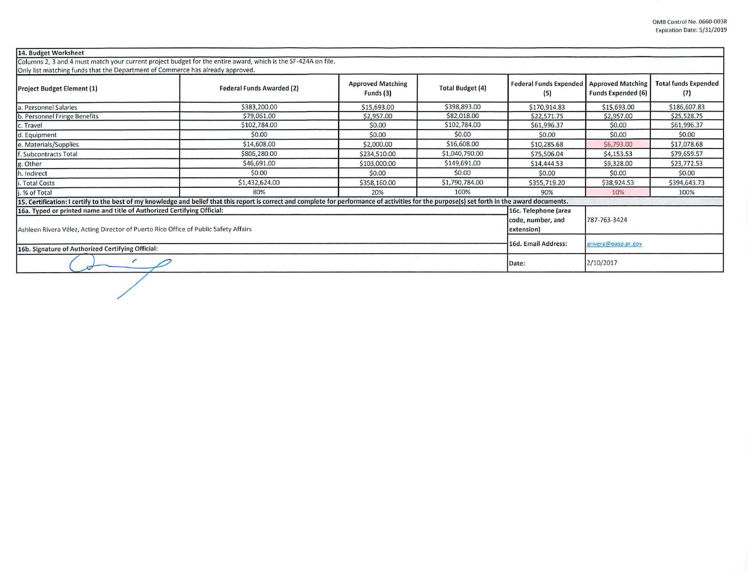| 14. Budget Worksheet | | | | | | |
|---|---|---|---|---|---|---|
| Columns 2, 3 and 4 must match your current project budget for the entire award, which is the SF-424A on file. Only list matching funds that the Department of Commerce has already approved. | | | | | | |
| **Project Budget Element (1)** | **Federal Funds Awarded (2)** | **Approved Matching Funds (3)** | **Total Budget (4)** | **Federal Funds Expended (5)** | **Approved Matching Funds Expended (6)** | **Total funds Expended (7)** |
| a. Personnel Salaries | $383,200.00 | $15,693.00 | $398,893.00 | $170,914.83 | $15,693.00 | $186,607.83 |
| b. Personnel Fringe Benefits | $79,061.00 | $2,957.00 | $82,018.00 | $22,571.75 | $2,957.00 | $25,528.75 |
| c. Travel | $102,784.00 | $0.00 | $102,784.00 | $61,996.37 | $0.00 | $61,996.37 |
| d. Equipment | $0.00 | $0.00 | $0.00 | $0.00 | $0.00 | $0.00 |
| e. Materials/Supplies | $14,608.00 | $2,000.00 | $16,608.00 | $10,285.68 | $6,793.00 | $17,078.68 |
| f. Subcontracts Total | $806,280.00 | $234,510.00 | $1,040,790.00 | $75,506.04 | $4,153.53 | $79,659.57 |
| g. Other | $46,691.00 | $103,000.00 | $149,691.00 | $14,444.53 | $9,328.00 | $23,772.53 |
| h. Indirect | $0.00 | $0.00 | $0.00 | $0.00 | $0.00 | $0.00 |
| i. Total Costs | $1,432,624.00 | $358,160.00 | $1,790,784.00 | $355,719.20 | $38,924.53 | $394,643.73 |
| j. % of Total | 80% | 20% | 100% | 90% | 10% | 100% |

**15. Certification: I certify to the best of my knowledge and belief that this report is correct and complete for performance of activities for the purpose(s) set forth in the award documents.**

| | | |
|---|---|---|
| **16a. Typed or printed name and title of Authorized Certifying Official:** Ashleen Rivera Vélez, Acting Director of Puerto Rico Office of Public Safety Affairs | **16c. Telephone (area code, number, and extension)** | 787-763-3424 |
| **16b. Signature of Authorized Certifying Official:** | **16d. Email Address:** | arivera@oasp.pr.gov |
| | Date: | 2/10/2017 |